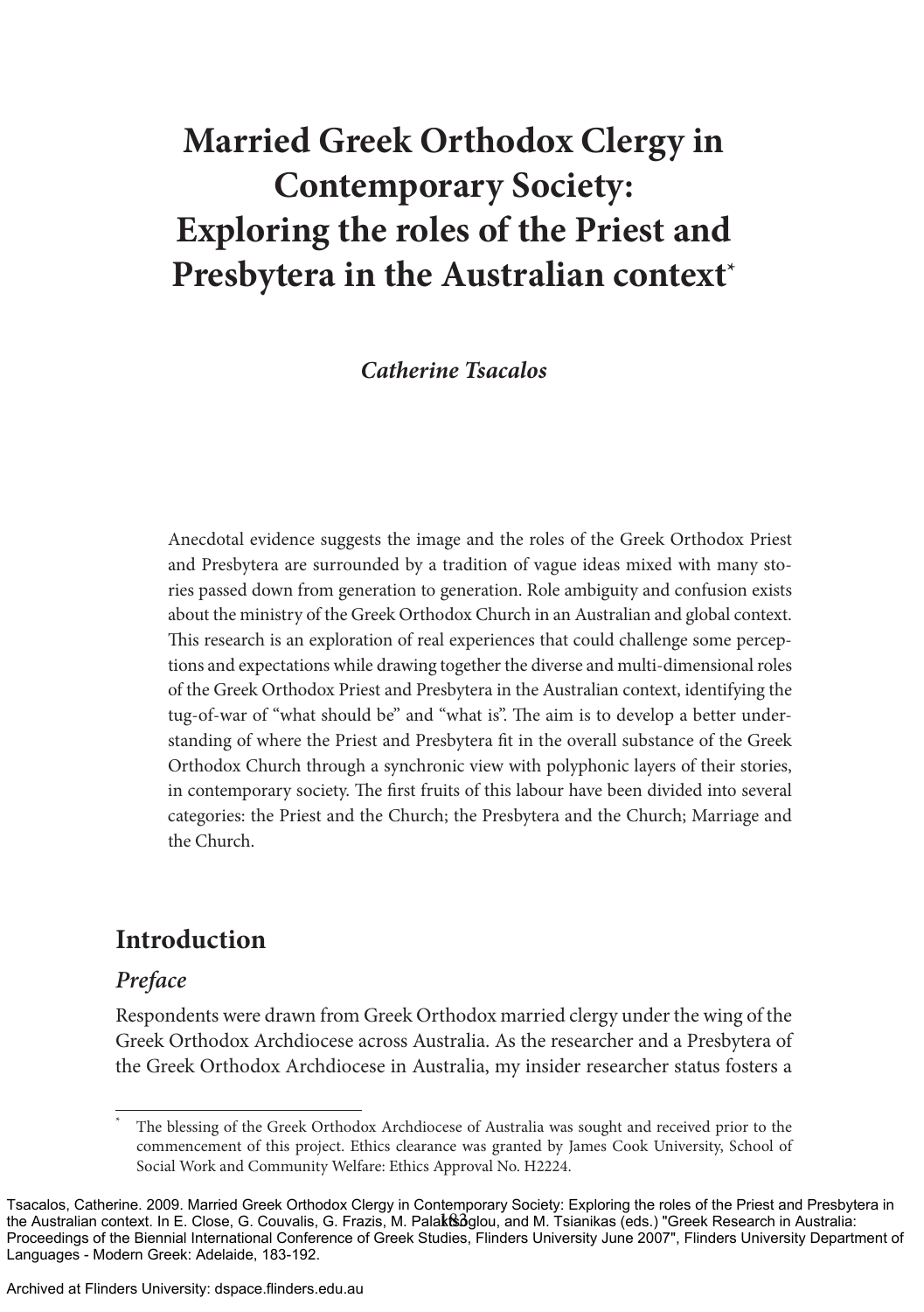# Married Greek Orthodox Clergy in Contemporary Society: Exploring the roles of the Priest and Presbytera in the Australian context*

***Catherine Tsacalos***

Anecdotal evidence suggests the image and the roles of the Greek Orthodox Priest and Presbytera are surrounded by a tradition of vague ideas mixed with many stories passed down from generation to generation. Role ambiguity and confusion exists about the ministry of the Greek Orthodox Church in an Australian and global context. This research is an exploration of real experiences that could challenge some perceptions and expectations while drawing together the diverse and multi-dimensional roles of the Greek Orthodox Priest and Presbytera in the Australian context, identifying the tug-of-war of "what should be" and "what is". The aim is to develop a better understanding of where the Priest and Presbytera fit in the overall substance of the Greek Orthodox Church through a synchronic view with polyphonic layers of their stories, in contemporary society. The first fruits of this labour have been divided into several categories: the Priest and the Church; the Presbytera and the Church; Marriage and the Church.

## Introduction

### *Preface*

Respondents were drawn from Greek Orthodox married clergy under the wing of the Greek Orthodox Archdiocese across Australia. As the researcher and a Presbytera of the Greek Orthodox Archdiocese in Australia, my insider researcher status fosters a

\* The blessing of the Greek Orthodox Archdiocese of Australia was sought and received prior to the commencement of this project. Ethics clearance was granted by James Cook University, School of Social Work and Community Welfare: Ethics Approval No. H2224.

Tsacalos, Catherine. 2009. Married Greek Orthodox Clergy in Contemporary Society: Exploring the roles of the Priest and Presbytera in the Australian context. In E. Close, G. Couvalis, G. Frazis, M. Palaktsoglou, and M. Tsianikas (eds.) "Greek Research in Australia: Proceedings of the Biennial International Conference of Greek Studies, Flinders University June 2007", Flinders University Department of Languages - Modern Greek: Adelaide, 183-192.

Archived at Flinders University: dspace.flinders.edu.au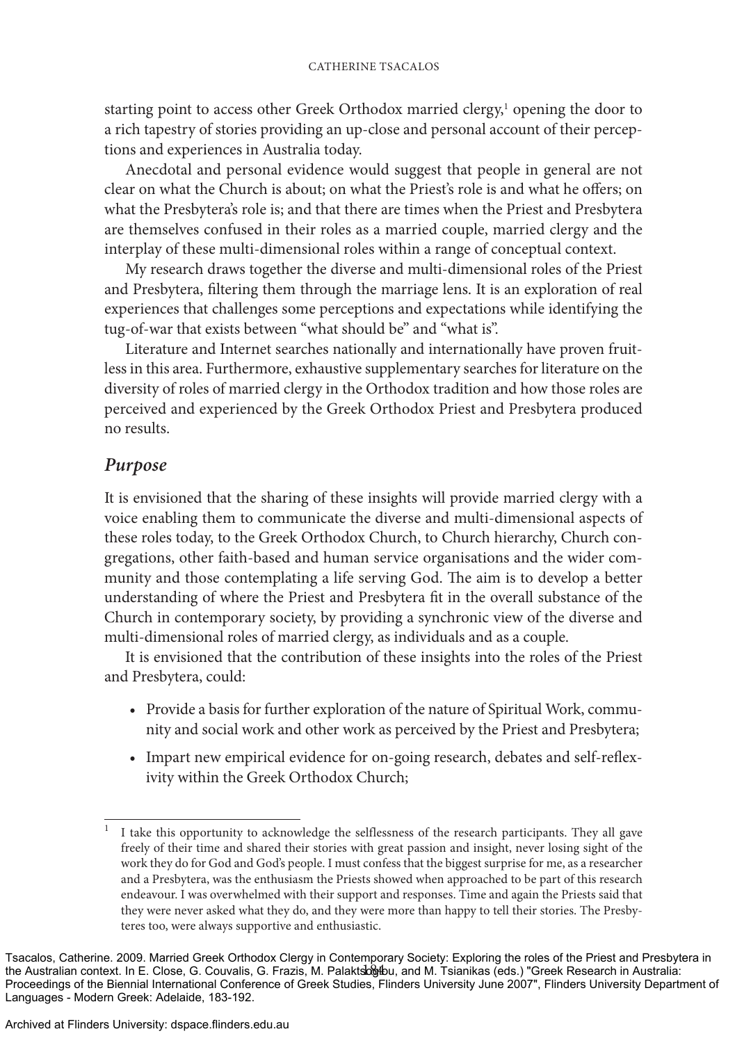starting point to access other Greek Orthodox married clergy,[1] opening the door to a rich tapestry of stories providing an up-close and personal account of their perceptions and experiences in Australia today.

Anecdotal and personal evidence would suggest that people in general are not clear on what the Church is about; on what the Priest's role is and what he offers; on what the Presbytera's role is; and that there are times when the Priest and Presbytera are themselves confused in their roles as a married couple, married clergy and the interplay of these multi-dimensional roles within a range of conceptual context.

My research draws together the diverse and multi-dimensional roles of the Priest and Presbytera, filtering them through the marriage lens. It is an exploration of real experiences that challenges some perceptions and expectations while identifying the tug-of-war that exists between "what should be" and "what is".

Literature and Internet searches nationally and internationally have proven fruitless in this area. Furthermore, exhaustive supplementary searches for literature on the diversity of roles of married clergy in the Orthodox tradition and how those roles are perceived and experienced by the Greek Orthodox Priest and Presbytera produced no results.

## *Purpose*

It is envisioned that the sharing of these insights will provide married clergy with a voice enabling them to communicate the diverse and multi-dimensional aspects of these roles today, to the Greek Orthodox Church, to Church hierarchy, Church congregations, other faith-based and human service organisations and the wider community and those contemplating a life serving God. The aim is to develop a better understanding of where the Priest and Presbytera fit in the overall substance of the Church in contemporary society, by providing a synchronic view of the diverse and multi-dimensional roles of married clergy, as individuals and as a couple.

It is envisioned that the contribution of these insights into the roles of the Priest and Presbytera, could:

- Provide a basis for further exploration of the nature of Spiritual Work, community and social work and other work as perceived by the Priest and Presbytera;
- Impart new empirical evidence for on-going research, debates and self-reflexivity within the Greek Orthodox Church;

---

[1] I take this opportunity to acknowledge the selflessness of the research participants. They all gave freely of their time and shared their stories with great passion and insight, never losing sight of the work they do for God and God's people. I must confess that the biggest surprise for me, as a researcher and a Presbytera, was the enthusiasm the Priests showed when approached to be part of this research endeavour. I was overwhelmed with their support and responses. Time and again the Priests said that they were never asked what they do, and they were more than happy to tell their stories. The Presbyteres too, were always supportive and enthusiastic.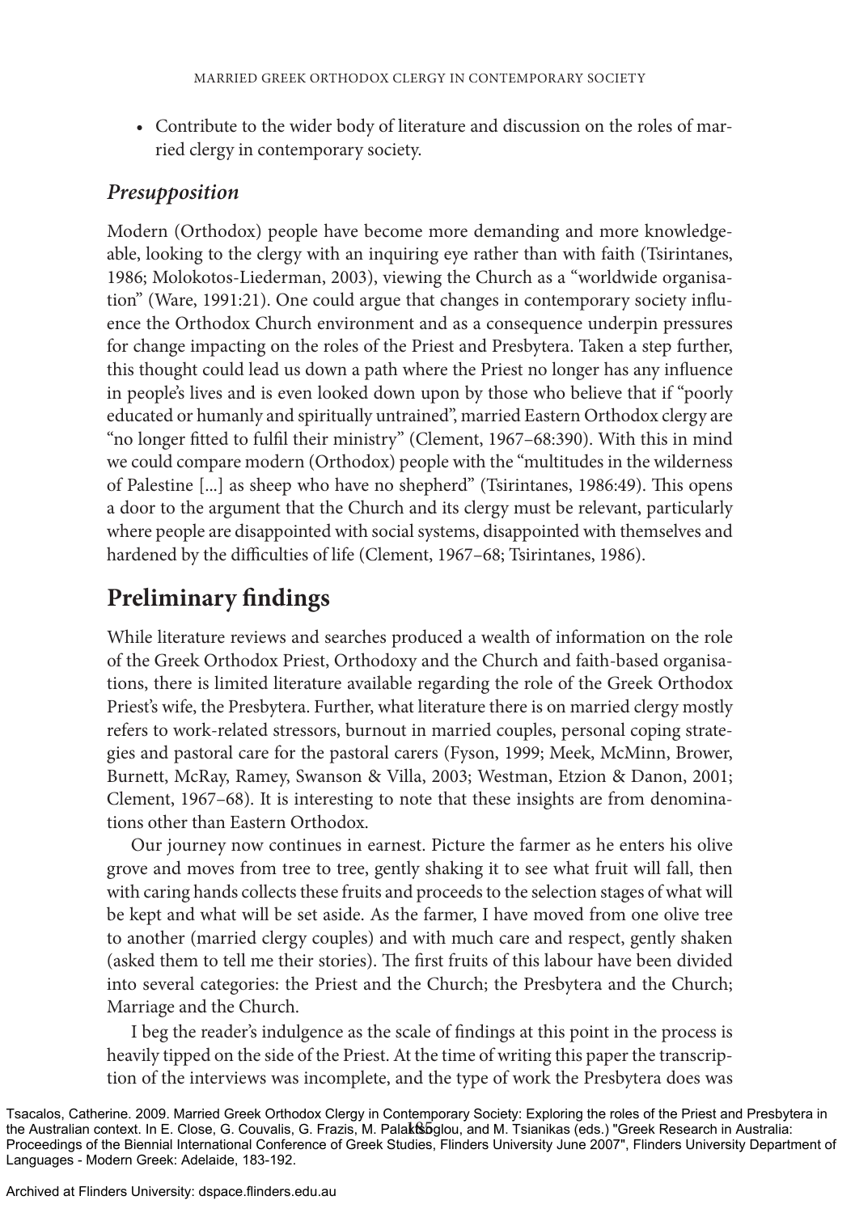- Contribute to the wider body of literature and discussion on the roles of married clergy in contemporary society.

### *Presupposition*

Modern (Orthodox) people have become more demanding and more knowledgeable, looking to the clergy with an inquiring eye rather than with faith (Tsirintanes, 1986; Molokotos-Liederman, 2003), viewing the Church as a "worldwide organisation" (Ware, 1991:21). One could argue that changes in contemporary society influence the Orthodox Church environment and as a consequence underpin pressures for change impacting on the roles of the Priest and Presbytera. Taken a step further, this thought could lead us down a path where the Priest no longer has any influence in people's lives and is even looked down upon by those who believe that if "poorly educated or humanly and spiritually untrained", married Eastern Orthodox clergy are "no longer fitted to fulfil their ministry" (Clement, 1967–68:390). With this in mind we could compare modern (Orthodox) people with the "multitudes in the wilderness of Palestine [...] as sheep who have no shepherd" (Tsirintanes, 1986:49). This opens a door to the argument that the Church and its clergy must be relevant, particularly where people are disappointed with social systems, disappointed with themselves and hardened by the difficulties of life (Clement, 1967–68; Tsirintanes, 1986).

## Preliminary findings

While literature reviews and searches produced a wealth of information on the role of the Greek Orthodox Priest, Orthodoxy and the Church and faith-based organisations, there is limited literature available regarding the role of the Greek Orthodox Priest's wife, the Presbytera. Further, what literature there is on married clergy mostly refers to work-related stressors, burnout in married couples, personal coping strategies and pastoral care for the pastoral carers (Fyson, 1999; Meek, McMinn, Brower, Burnett, McRay, Ramey, Swanson & Villa, 2003; Westman, Etzion & Danon, 2001; Clement, 1967–68). It is interesting to note that these insights are from denominations other than Eastern Orthodox.

Our journey now continues in earnest. Picture the farmer as he enters his olive grove and moves from tree to tree, gently shaking it to see what fruit will fall, then with caring hands collects these fruits and proceeds to the selection stages of what will be kept and what will be set aside. As the farmer, I have moved from one olive tree to another (married clergy couples) and with much care and respect, gently shaken (asked them to tell me their stories). The first fruits of this labour have been divided into several categories: the Priest and the Church; the Presbytera and the Church; Marriage and the Church.

I beg the reader's indulgence as the scale of findings at this point in the process is heavily tipped on the side of the Priest. At the time of writing this paper the transcription of the interviews was incomplete, and the type of work the Presbytera does was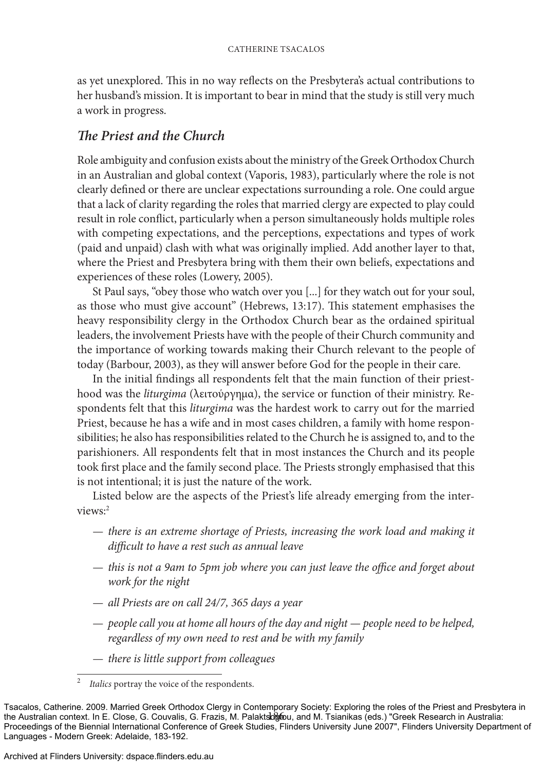as yet unexplored. This in no way reflects on the Presbytera's actual contributions to her husband's mission. It is important to bear in mind that the study is still very much a work in progress.

## *The Priest and the Church*

Role ambiguity and confusion exists about the ministry of the Greek Orthodox Church in an Australian and global context (Vaporis, 1983), particularly where the role is not clearly defined or there are unclear expectations surrounding a role. One could argue that a lack of clarity regarding the roles that married clergy are expected to play could result in role conflict, particularly when a person simultaneously holds multiple roles with competing expectations, and the perceptions, expectations and types of work (paid and unpaid) clash with what was originally implied. Add another layer to that, where the Priest and Presbytera bring with them their own beliefs, expectations and experiences of these roles (Lowery, 2005).

St Paul says, "obey those who watch over you [...] for they watch out for your soul, as those who must give account" (Hebrews, 13:17). This statement emphasises the heavy responsibility clergy in the Orthodox Church bear as the ordained spiritual leaders, the involvement Priests have with the people of their Church community and the importance of working towards making their Church relevant to the people of today (Barbour, 2003), as they will answer before God for the people in their care.

In the initial findings all respondents felt that the main function of their priesthood was the *liturgima* (λειτούργημα), the service or function of their ministry. Respondents felt that this *liturgima* was the hardest work to carry out for the married Priest, because he has a wife and in most cases children, a family with home responsibilities; he also has responsibilities related to the Church he is assigned to, and to the parishioners. All respondents felt that in most instances the Church and its people took first place and the family second place. The Priests strongly emphasised that this is not intentional; it is just the nature of the work.

Listed below are the aspects of the Priest's life already emerging from the interviews:[2]

— *there is an extreme shortage of Priests, increasing the work load and making it difficult to have a rest such as annual leave*

— *this is not a 9am to 5pm job where you can just leave the office and forget about work for the night*

— *all Priests are on call 24/7, 365 days a year*

— *people call you at home all hours of the day and night — people need to be helped, regardless of my own need to rest and be with my family*

— *there is little support from colleagues*

[2] *Italics* portray the voice of the respondents.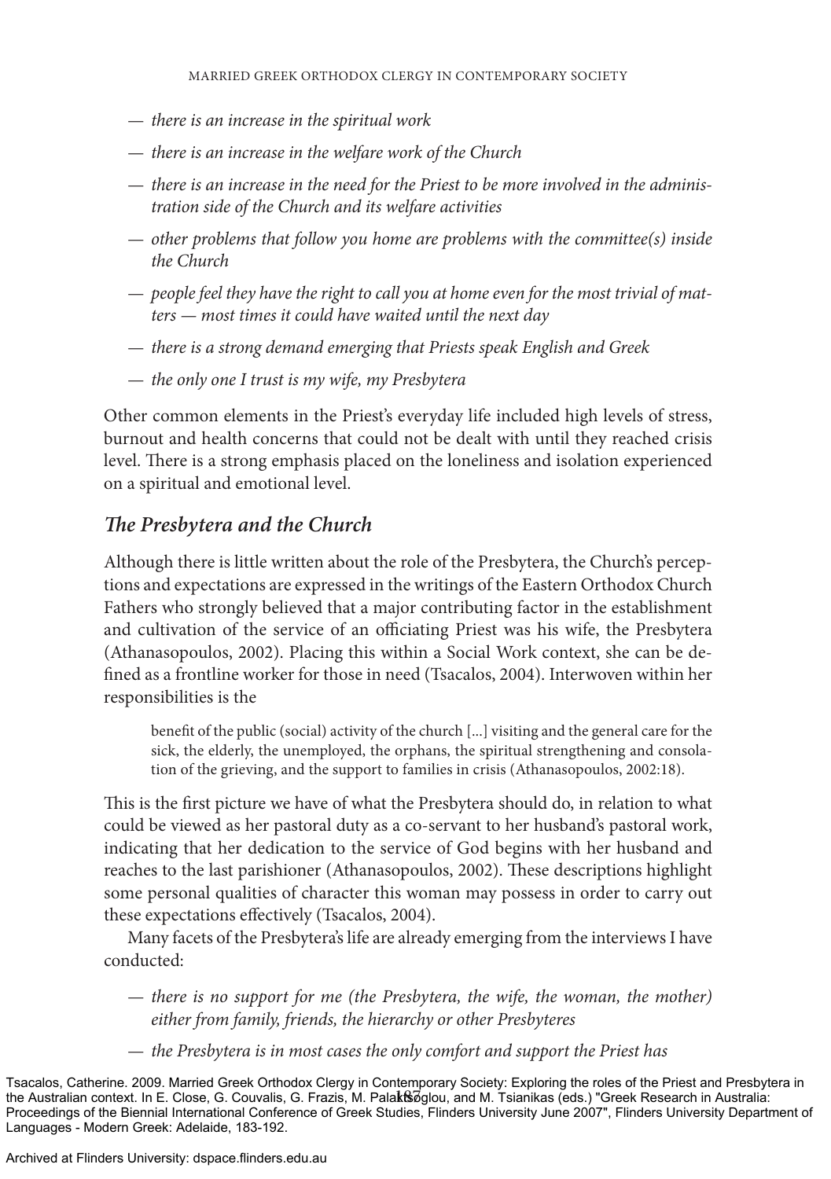— *there is an increase in the spiritual work*

— *there is an increase in the welfare work of the Church*

— *there is an increase in the need for the Priest to be more involved in the administration side of the Church and its welfare activities*

— *other problems that follow you home are problems with the committee(s) inside the Church*

— *people feel they have the right to call you at home even for the most trivial of matters — most times it could have waited until the next day*

— *there is a strong demand emerging that Priests speak English and Greek*

— *the only one I trust is my wife, my Presbytera*

Other common elements in the Priest's everyday life included high levels of stress, burnout and health concerns that could not be dealt with until they reached crisis level. There is a strong emphasis placed on the loneliness and isolation experienced on a spiritual and emotional level.

## *The Presbytera and the Church*

Although there is little written about the role of the Presbytera, the Church's perceptions and expectations are expressed in the writings of the Eastern Orthodox Church Fathers who strongly believed that a major contributing factor in the establishment and cultivation of the service of an officiating Priest was his wife, the Presbytera (Athanasopoulos, 2002). Placing this within a Social Work context, she can be defined as a frontline worker for those in need (Tsacalos, 2004). Interwoven within her responsibilities is the

> benefit of the public (social) activity of the church [...] visiting and the general care for the sick, the elderly, the unemployed, the orphans, the spiritual strengthening and consolation of the grieving, and the support to families in crisis (Athanasopoulos, 2002:18).

This is the first picture we have of what the Presbytera should do, in relation to what could be viewed as her pastoral duty as a co-servant to her husband's pastoral work, indicating that her dedication to the service of God begins with her husband and reaches to the last parishioner (Athanasopoulos, 2002). These descriptions highlight some personal qualities of character this woman may possess in order to carry out these expectations effectively (Tsacalos, 2004).

Many facets of the Presbytera's life are already emerging from the interviews I have conducted:

— *there is no support for me (the Presbytera, the wife, the woman, the mother) either from family, friends, the hierarchy or other Presbyteres*

— *the Presbytera is in most cases the only comfort and support the Priest has*

Tsacalos, Catherine. 2009. Married Greek Orthodox Clergy in Contemporary Society: Exploring the roles of the Priest and Presbytera in the Australian context. In E. Close, G. Couvalis, G. Frazis, M. Palaktsoglou, and M. Tsianikas (eds.) "Greek Research in Australia: Proceedings of the Biennial International Conference of Greek Studies, Flinders University June 2007", Flinders University Department of Languages - Modern Greek: Adelaide, 183-192.

Archived at Flinders University: dspace.flinders.edu.au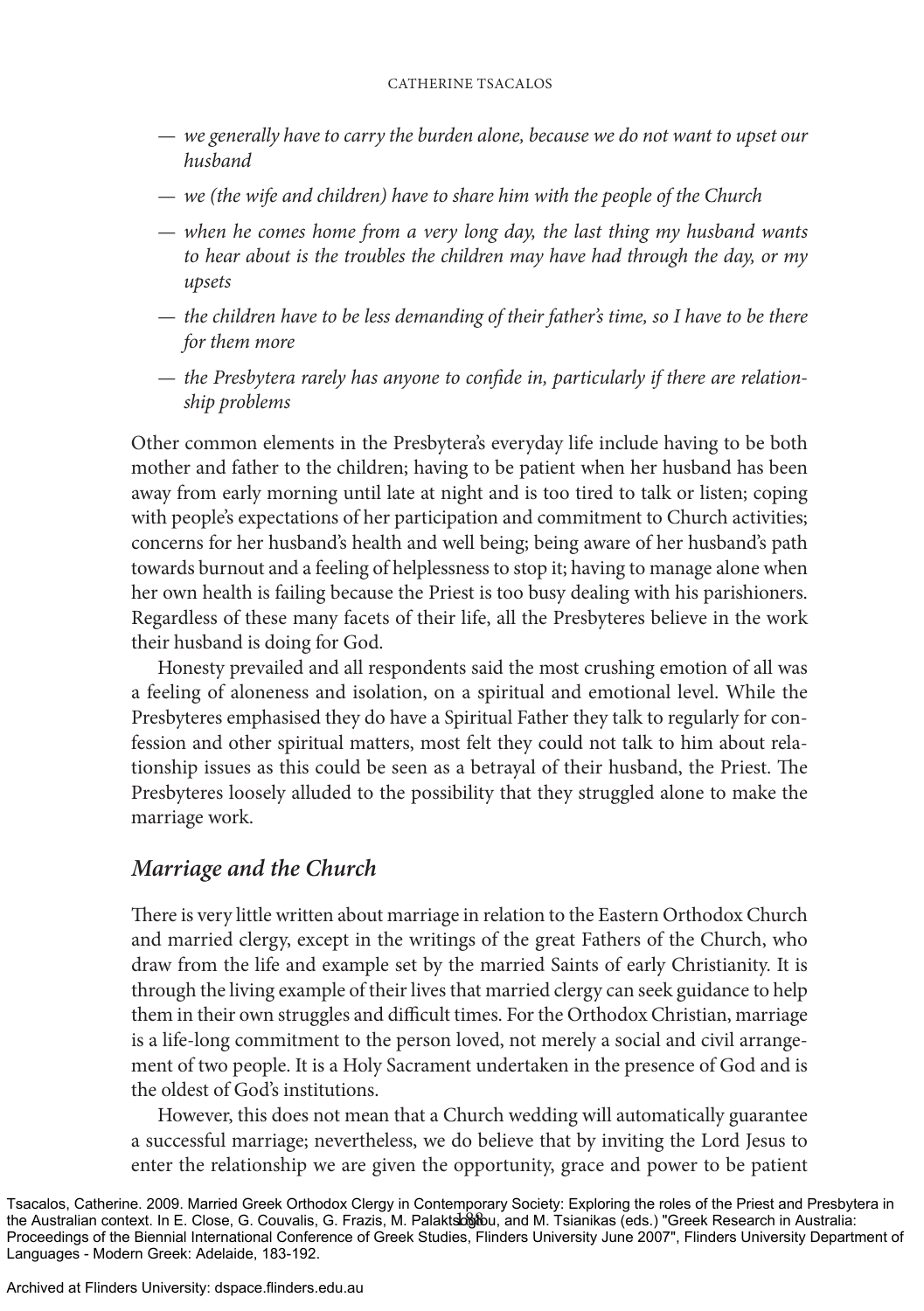- *we generally have to carry the burden alone, because we do not want to upset our husband*
- *we (the wife and children) have to share him with the people of the Church*
- *when he comes home from a very long day, the last thing my husband wants to hear about is the troubles the children may have had through the day, or my upsets*
- *the children have to be less demanding of their father's time, so I have to be there for them more*
- *the Presbytera rarely has anyone to confide in, particularly if there are relationship problems*

Other common elements in the Presbytera's everyday life include having to be both mother and father to the children; having to be patient when her husband has been away from early morning until late at night and is too tired to talk or listen; coping with people's expectations of her participation and commitment to Church activities; concerns for her husband's health and well being; being aware of her husband's path towards burnout and a feeling of helplessness to stop it; having to manage alone when her own health is failing because the Priest is too busy dealing with his parishioners. Regardless of these many facets of their life, all the Presbyteres believe in the work their husband is doing for God.

Honesty prevailed and all respondents said the most crushing emotion of all was a feeling of aloneness and isolation, on a spiritual and emotional level. While the Presbyteres emphasised they do have a Spiritual Father they talk to regularly for confession and other spiritual matters, most felt they could not talk to him about relationship issues as this could be seen as a betrayal of their husband, the Priest. The Presbyteres loosely alluded to the possibility that they struggled alone to make the marriage work.

## *Marriage and the Church*

There is very little written about marriage in relation to the Eastern Orthodox Church and married clergy, except in the writings of the great Fathers of the Church, who draw from the life and example set by the married Saints of early Christianity. It is through the living example of their lives that married clergy can seek guidance to help them in their own struggles and difficult times. For the Orthodox Christian, marriage is a life-long commitment to the person loved, not merely a social and civil arrangement of two people. It is a Holy Sacrament undertaken in the presence of God and is the oldest of God's institutions.

However, this does not mean that a Church wedding will automatically guarantee a successful marriage; nevertheless, we do believe that by inviting the Lord Jesus to enter the relationship we are given the opportunity, grace and power to be patient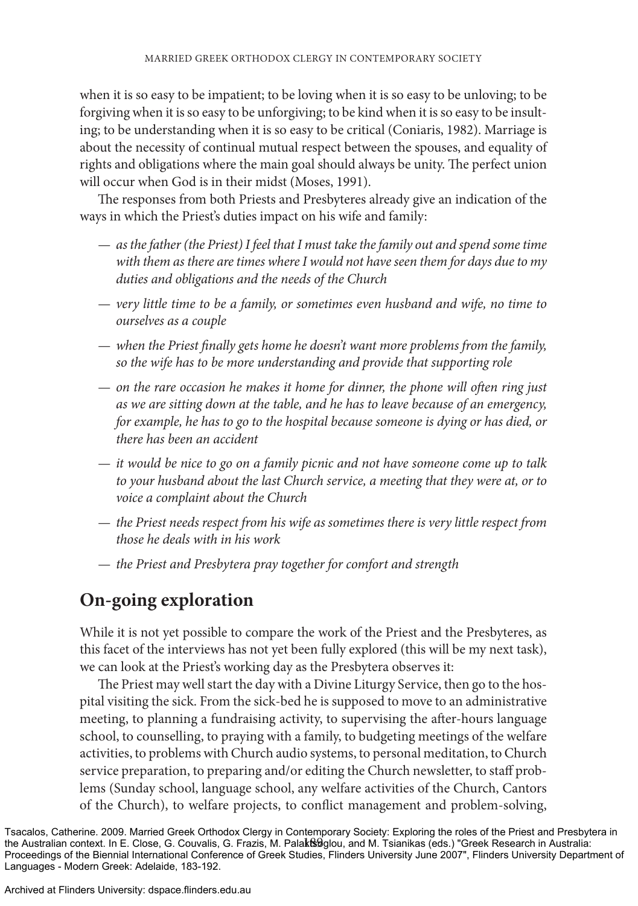when it is so easy to be impatient; to be loving when it is so easy to be unloving; to be forgiving when it is so easy to be unforgiving; to be kind when it is so easy to be insulting; to be understanding when it is so easy to be critical (Coniaris, 1982). Marriage is about the necessity of continual mutual respect between the spouses, and equality of rights and obligations where the main goal should always be unity. The perfect union will occur when God is in their midst (Moses, 1991).

The responses from both Priests and Presbyteres already give an indication of the ways in which the Priest's duties impact on his wife and family:

— *as the father (the Priest) I feel that I must take the family out and spend some time with them as there are times where I would not have seen them for days due to my duties and obligations and the needs of the Church*

— *very little time to be a family, or sometimes even husband and wife, no time to ourselves as a couple*

— *when the Priest finally gets home he doesn't want more problems from the family, so the wife has to be more understanding and provide that supporting role*

— *on the rare occasion he makes it home for dinner, the phone will often ring just as we are sitting down at the table, and he has to leave because of an emergency, for example, he has to go to the hospital because someone is dying or has died, or there has been an accident*

— *it would be nice to go on a family picnic and not have someone come up to talk to your husband about the last Church service, a meeting that they were at, or to voice a complaint about the Church*

— *the Priest needs respect from his wife as sometimes there is very little respect from those he deals with in his work*

— *the Priest and Presbytera pray together for comfort and strength*

## On-going exploration

While it is not yet possible to compare the work of the Priest and the Presbyteres, as this facet of the interviews has not yet been fully explored (this will be my next task), we can look at the Priest's working day as the Presbytera observes it:

The Priest may well start the day with a Divine Liturgy Service, then go to the hospital visiting the sick. From the sick-bed he is supposed to move to an administrative meeting, to planning a fundraising activity, to supervising the after-hours language school, to counselling, to praying with a family, to budgeting meetings of the welfare activities, to problems with Church audio systems, to personal meditation, to Church service preparation, to preparing and/or editing the Church newsletter, to staff problems (Sunday school, language school, any welfare activities of the Church, Cantors of the Church), to welfare projects, to conflict management and problem-solving,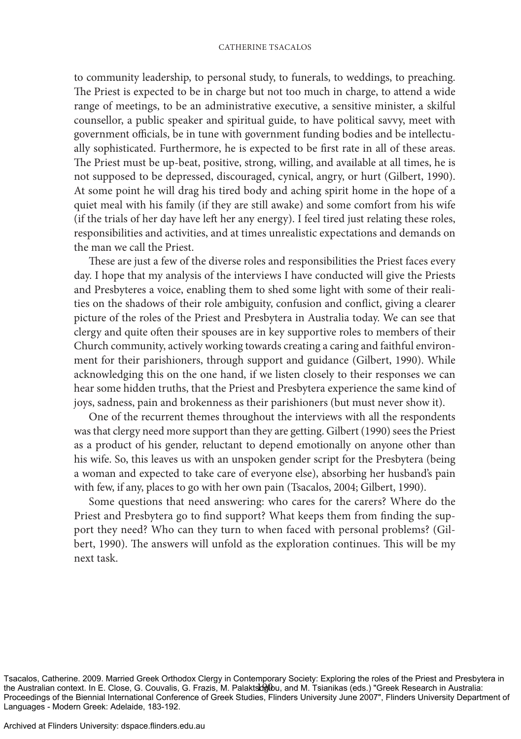to community leadership, to personal study, to funerals, to weddings, to preaching. The Priest is expected to be in charge but not too much in charge, to attend a wide range of meetings, to be an administrative executive, a sensitive minister, a skilful counsellor, a public speaker and spiritual guide, to have political savvy, meet with government officials, be in tune with government funding bodies and be intellectually sophisticated. Furthermore, he is expected to be first rate in all of these areas. The Priest must be up-beat, positive, strong, willing, and available at all times, he is not supposed to be depressed, discouraged, cynical, angry, or hurt (Gilbert, 1990). At some point he will drag his tired body and aching spirit home in the hope of a quiet meal with his family (if they are still awake) and some comfort from his wife (if the trials of her day have left her any energy). I feel tired just relating these roles, responsibilities and activities, and at times unrealistic expectations and demands on the man we call the Priest.

These are just a few of the diverse roles and responsibilities the Priest faces every day. I hope that my analysis of the interviews I have conducted will give the Priests and Presbyteres a voice, enabling them to shed some light with some of their realities on the shadows of their role ambiguity, confusion and conflict, giving a clearer picture of the roles of the Priest and Presbytera in Australia today. We can see that clergy and quite often their spouses are in key supportive roles to members of their Church community, actively working towards creating a caring and faithful environment for their parishioners, through support and guidance (Gilbert, 1990). While acknowledging this on the one hand, if we listen closely to their responses we can hear some hidden truths, that the Priest and Presbytera experience the same kind of joys, sadness, pain and brokenness as their parishioners (but must never show it).

One of the recurrent themes throughout the interviews with all the respondents was that clergy need more support than they are getting. Gilbert (1990) sees the Priest as a product of his gender, reluctant to depend emotionally on anyone other than his wife. So, this leaves us with an unspoken gender script for the Presbytera (being a woman and expected to take care of everyone else), absorbing her husband's pain with few, if any, places to go with her own pain (Tsacalos, 2004; Gilbert, 1990).

Some questions that need answering: who cares for the carers? Where do the Priest and Presbytera go to find support? What keeps them from finding the support they need? Who can they turn to when faced with personal problems? (Gilbert, 1990). The answers will unfold as the exploration continues. This will be my next task.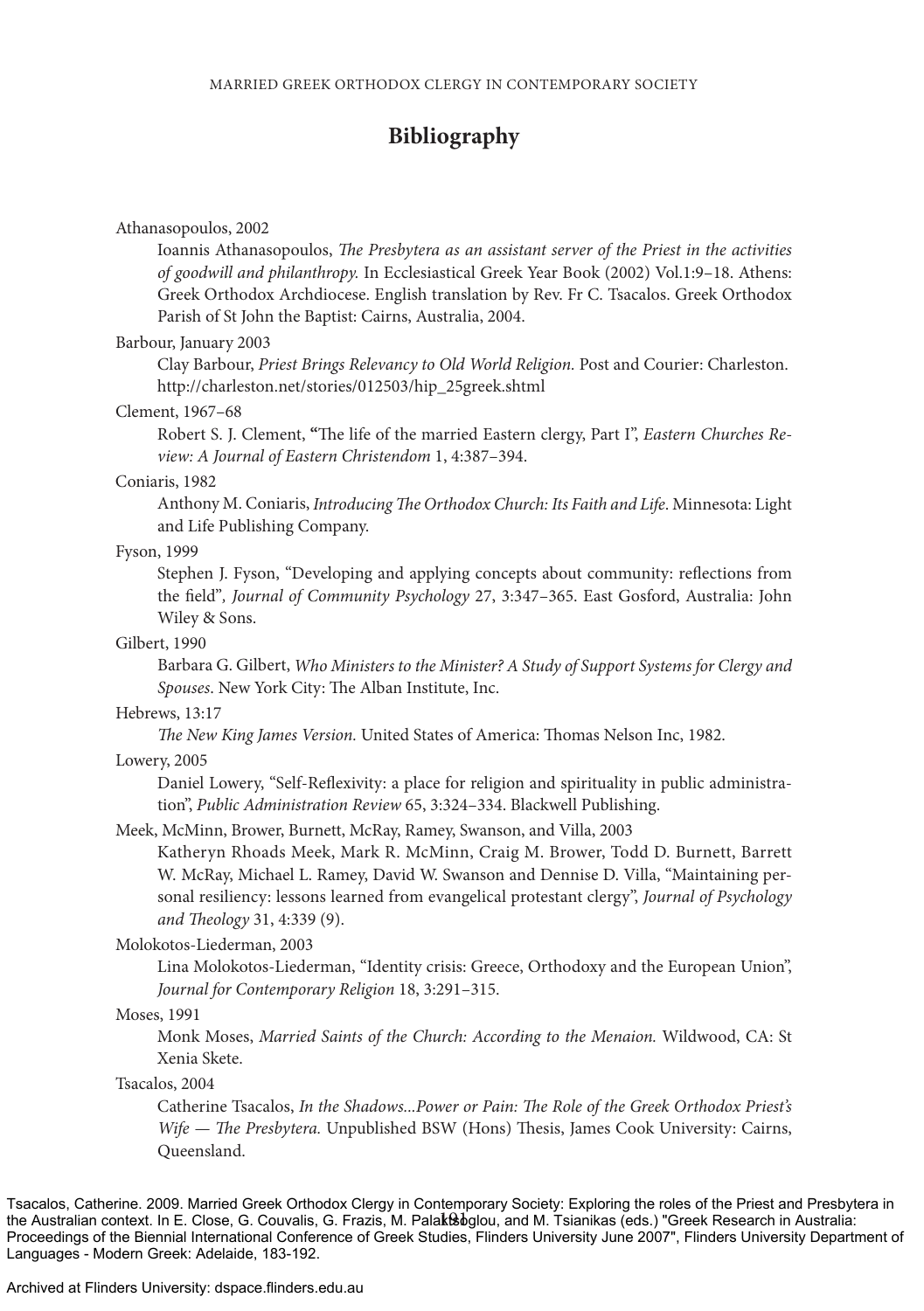## Bibliography

Athanasopoulos, 2002

Ioannis Athanasopoulos, *The Presbytera as an assistant server of the Priest in the activities of goodwill and philanthropy.* In Ecclesiastical Greek Year Book (2002) Vol.1:9–18. Athens: Greek Orthodox Archdiocese. English translation by Rev. Fr C. Tsacalos. Greek Orthodox Parish of St John the Baptist: Cairns, Australia, 2004.

Barbour, January 2003

Clay Barbour, *Priest Brings Relevancy to Old World Religion.* Post and Courier: Charleston. http://charleston.net/stories/012503/hip_25greek.shtml

Clement, 1967–68

Robert S. J. Clement, "The life of the married Eastern clergy, Part I", *Eastern Churches Review: A Journal of Eastern Christendom* 1, 4:387–394.

Coniaris, 1982

Anthony M. Coniaris, *Introducing The Orthodox Church: Its Faith and Life*. Minnesota: Light and Life Publishing Company.

Fyson, 1999

Stephen J. Fyson, "Developing and applying concepts about community: reflections from the field", *Journal of Community Psychology* 27, 3:347–365. East Gosford, Australia: John Wiley & Sons.

Gilbert, 1990

Barbara G. Gilbert, *Who Ministers to the Minister? A Study of Support Systems for Clergy and Spouses*. New York City: The Alban Institute, Inc.

Hebrews, 13:17

*The New King James Version.* United States of America: Thomas Nelson Inc, 1982.

Lowery, 2005

Daniel Lowery, "Self-Reflexivity: a place for religion and spirituality in public administration", *Public Administration Review* 65, 3:324–334. Blackwell Publishing.

Meek, McMinn, Brower, Burnett, McRay, Ramey, Swanson, and Villa, 2003

Katheryn Rhoads Meek, Mark R. McMinn, Craig M. Brower, Todd D. Burnett, Barrett W. McRay, Michael L. Ramey, David W. Swanson and Dennise D. Villa, "Maintaining personal resiliency: lessons learned from evangelical protestant clergy", *Journal of Psychology and Theology* 31, 4:339 (9).

Molokotos-Liederman, 2003

Lina Molokotos-Liederman, "Identity crisis: Greece, Orthodoxy and the European Union", *Journal for Contemporary Religion* 18, 3:291–315.

Moses, 1991

Monk Moses, *Married Saints of the Church: According to the Menaion.* Wildwood, CA: St Xenia Skete.

Tsacalos, 2004

Catherine Tsacalos, *In the Shadows...Power or Pain: The Role of the Greek Orthodox Priest's Wife — The Presbytera.* Unpublished BSW (Hons) Thesis, James Cook University: Cairns, Queensland.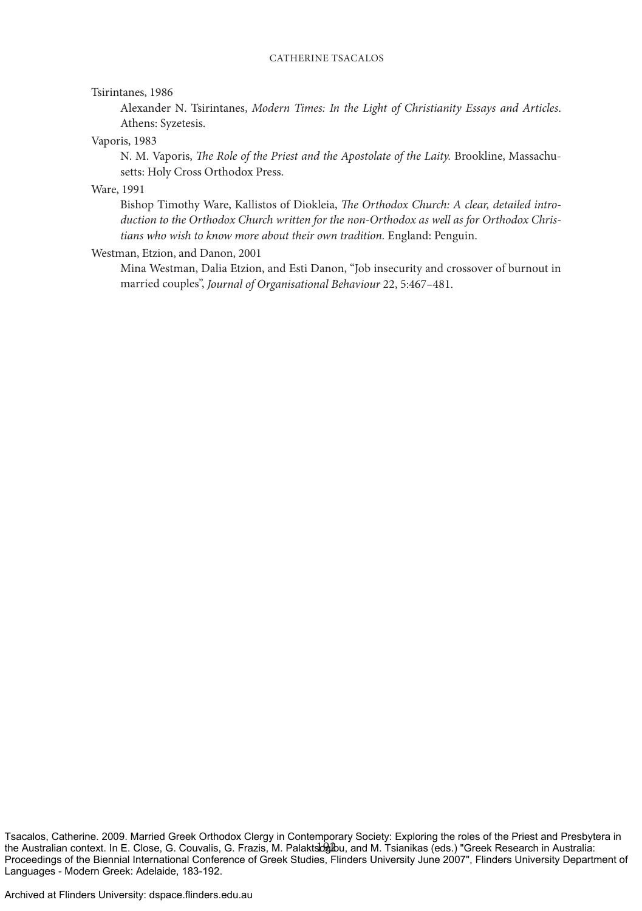Tsirintanes, 1986

Alexander N. Tsirintanes, *Modern Times: In the Light of Christianity Essays and Articles*. Athens: Syzetesis.

Vaporis, 1983

N. M. Vaporis, *The Role of the Priest and the Apostolate of the Laity.* Brookline, Massachusetts: Holy Cross Orthodox Press.

Ware, 1991

Bishop Timothy Ware, Kallistos of Diokleia, *The Orthodox Church: A clear, detailed introduction to the Orthodox Church written for the non-Orthodox as well as for Orthodox Christians who wish to know more about their own tradition.* England: Penguin.

Westman, Etzion, and Danon, 2001

Mina Westman, Dalia Etzion, and Esti Danon, "Job insecurity and crossover of burnout in married couples", *Journal of Organisational Behaviour* 22, 5:467–481.

Tsacalos, Catherine. 2009. Married Greek Orthodox Clergy in Contemporary Society: Exploring the roles of the Priest and Presbytera in the Australian context. In E. Close, G. Couvalis, G. Frazis, M. Palaktsoglou, and M. Tsianikas (eds.) "Greek Research in Australia: Proceedings of the Biennial International Conference of Greek Studies, Flinders University June 2007", Flinders University Department of Languages - Modern Greek: Adelaide, 183-192.

Archived at Flinders University: dspace.flinders.edu.au